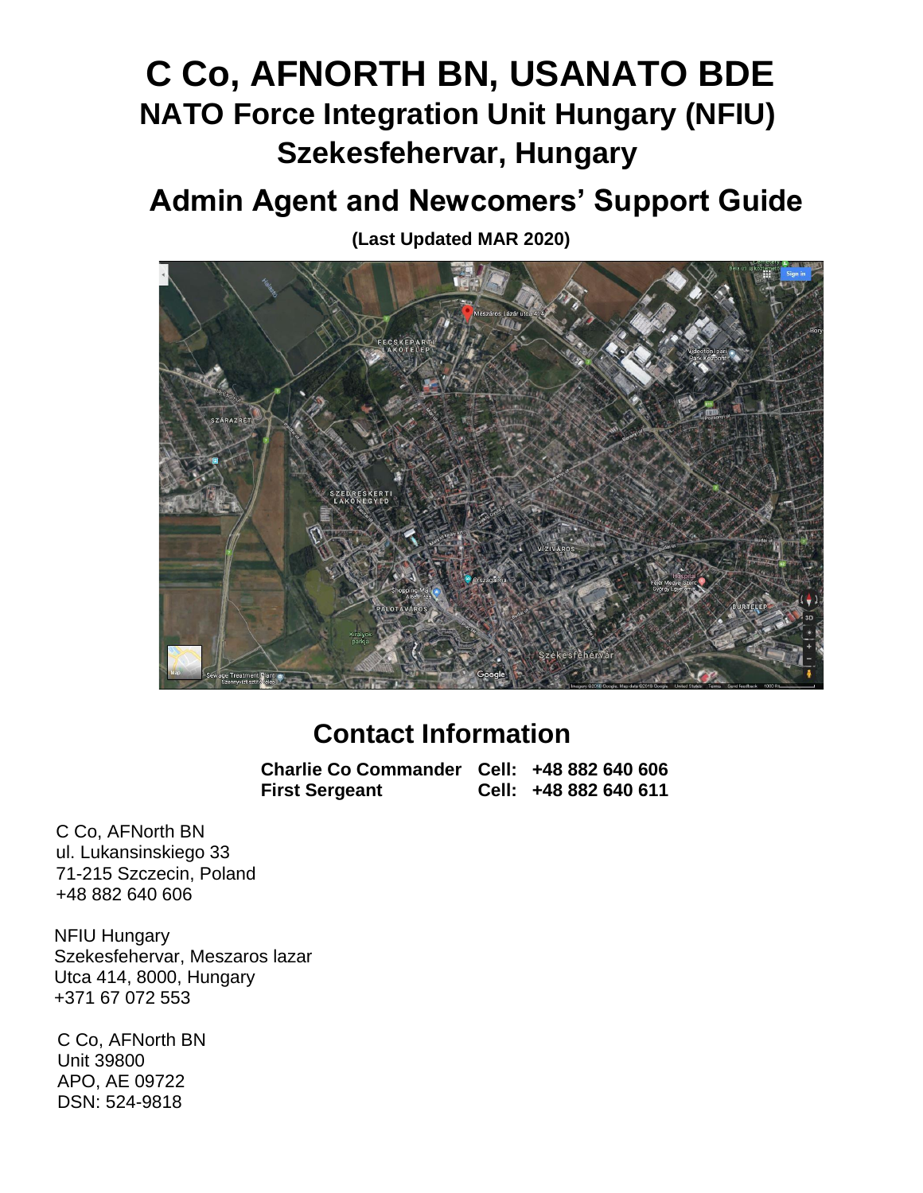# C Co, AFNORTH BN, USANATO BDE

## NATO Force Integration Unit Hungary (NFIU)

## Szekesfehervar, Hungary

## Admin Agent and Newcomers' Support Guide

**(Last Updated MAR 2020)**

## Contact Information

| | | |
|---|---|---|
| **Charlie Co Commander** | **Cell:** | **+48 882 640 606** |
| **First Sergeant** | **Cell:** | **+48 882 640 611** |

C Co, AFNorth BN
ul. Lukansinskiego 33
71-215 Szczecin, Poland
+48 882 640 606

NFIU Hungary
Szekesfehervar, Meszaros lazar
Utca 414, 8000, Hungary
+371 67 072 553

C Co, AFNorth BN
Unit 39800
APO, AE 09722
DSN: 524-9818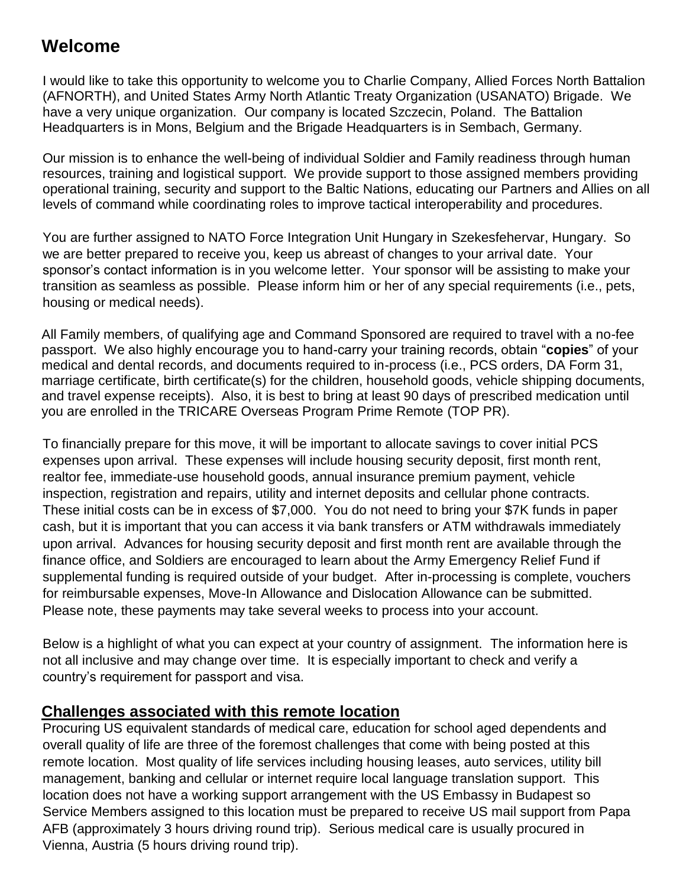# Welcome

I would like to take this opportunity to welcome you to Charlie Company, Allied Forces North Battalion (AFNORTH), and United States Army North Atlantic Treaty Organization (USANATO) Brigade. We have a very unique organization. Our company is located Szczecin, Poland. The Battalion Headquarters is in Mons, Belgium and the Brigade Headquarters is in Sembach, Germany.

Our mission is to enhance the well-being of individual Soldier and Family readiness through human resources, training and logistical support. We provide support to those assigned members providing operational training, security and support to the Baltic Nations, educating our Partners and Allies on all levels of command while coordinating roles to improve tactical interoperability and procedures.

You are further assigned to NATO Force Integration Unit Hungary in Szekesfehervar, Hungary. So we are better prepared to receive you, keep us abreast of changes to your arrival date. Your sponsor's contact information is in you welcome letter. Your sponsor will be assisting to make your transition as seamless as possible. Please inform him or her of any special requirements (i.e., pets, housing or medical needs).

All Family members, of qualifying age and Command Sponsored are required to travel with a no-fee passport. We also highly encourage you to hand-carry your training records, obtain "**copies**" of your medical and dental records, and documents required to in-process (i.e., PCS orders, DA Form 31, marriage certificate, birth certificate(s) for the children, household goods, vehicle shipping documents, and travel expense receipts). Also, it is best to bring at least 90 days of prescribed medication until you are enrolled in the TRICARE Overseas Program Prime Remote (TOP PR).

To financially prepare for this move, it will be important to allocate savings to cover initial PCS expenses upon arrival. These expenses will include housing security deposit, first month rent, realtor fee, immediate-use household goods, annual insurance premium payment, vehicle inspection, registration and repairs, utility and internet deposits and cellular phone contracts. These initial costs can be in excess of $7,000. You do not need to bring your $7K funds in paper cash, but it is important that you can access it via bank transfers or ATM withdrawals immediately upon arrival. Advances for housing security deposit and first month rent are available through the finance office, and Soldiers are encouraged to learn about the Army Emergency Relief Fund if supplemental funding is required outside of your budget. After in-processing is complete, vouchers for reimbursable expenses, Move-In Allowance and Dislocation Allowance can be submitted. Please note, these payments may take several weeks to process into your account.

Below is a highlight of what you can expect at your country of assignment. The information here is not all inclusive and may change over time. It is especially important to check and verify a country's requirement for passport and visa.

## Challenges associated with this remote location

Procuring US equivalent standards of medical care, education for school aged dependents and overall quality of life are three of the foremost challenges that come with being posted at this remote location. Most quality of life services including housing leases, auto services, utility bill management, banking and cellular or internet require local language translation support. This location does not have a working support arrangement with the US Embassy in Budapest so Service Members assigned to this location must be prepared to receive US mail support from Papa AFB (approximately 3 hours driving round trip). Serious medical care is usually procured in Vienna, Austria (5 hours driving round trip).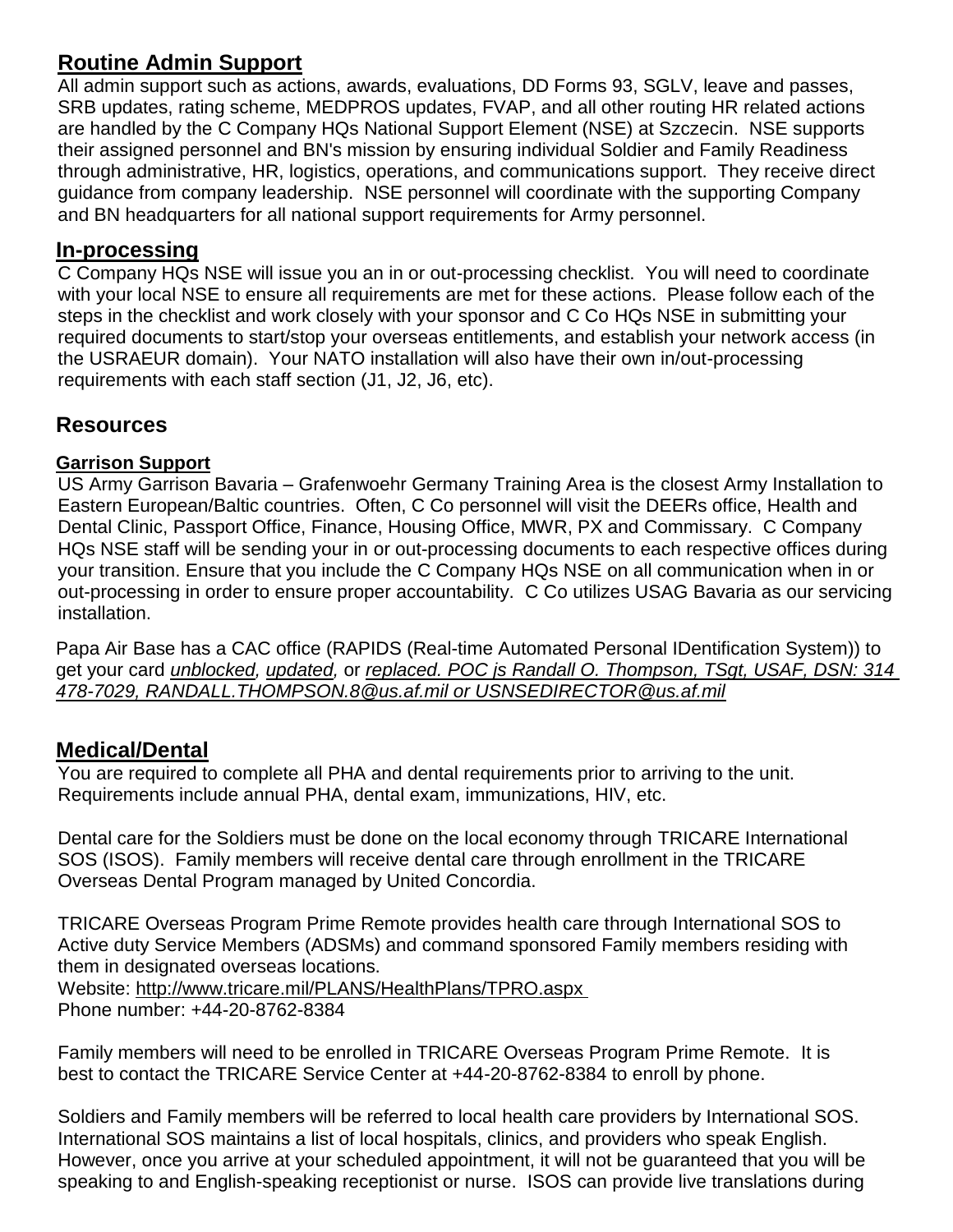## Routine Admin Support

All admin support such as actions, awards, evaluations, DD Forms 93, SGLV, leave and passes, SRB updates, rating scheme, MEDPROS updates, FVAP, and all other routing HR related actions are handled by the C Company HQs National Support Element (NSE) at Szczecin. NSE supports their assigned personnel and BN's mission by ensuring individual Soldier and Family Readiness through administrative, HR, logistics, operations, and communications support. They receive direct guidance from company leadership. NSE personnel will coordinate with the supporting Company and BN headquarters for all national support requirements for Army personnel.

## In-processing

C Company HQs NSE will issue you an in or out-processing checklist. You will need to coordinate with your local NSE to ensure all requirements are met for these actions. Please follow each of the steps in the checklist and work closely with your sponsor and C Co HQs NSE in submitting your required documents to start/stop your overseas entitlements, and establish your network access (in the USRAEUR domain). Your NATO installation will also have their own in/out-processing requirements with each staff section (J1, J2, J6, etc).

## Resources

### Garrison Support

US Army Garrison Bavaria – Grafenwoehr Germany Training Area is the closest Army Installation to Eastern European/Baltic countries. Often, C Co personnel will visit the DEERs office, Health and Dental Clinic, Passport Office, Finance, Housing Office, MWR, PX and Commissary. C Company HQs NSE staff will be sending your in or out-processing documents to each respective offices during your transition. Ensure that you include the C Company HQs NSE on all communication when in or out-processing in order to ensure proper accountability. C Co utilizes USAG Bavaria as our servicing installation.

Papa Air Base has a CAC office (RAPIDS (Real-time Automated Personal IDentification System)) to get your card *unblocked, updated,* or *replaced. POC is Randall O. Thompson, TSgt, USAF, DSN: 314 478-7029, RANDALL.THOMPSON.8@us.af.mil or USNSEDIRECTOR@us.af.mil*

## Medical/Dental

You are required to complete all PHA and dental requirements prior to arriving to the unit. Requirements include annual PHA, dental exam, immunizations, HIV, etc.

Dental care for the Soldiers must be done on the local economy through TRICARE International SOS (ISOS). Family members will receive dental care through enrollment in the TRICARE Overseas Dental Program managed by United Concordia.

TRICARE Overseas Program Prime Remote provides health care through International SOS to Active duty Service Members (ADSMs) and command sponsored Family members residing with them in designated overseas locations.
Website: http://www.tricare.mil/PLANS/HealthPlans/TPRO.aspx
Phone number: +44-20-8762-8384

Family members will need to be enrolled in TRICARE Overseas Program Prime Remote. It is best to contact the TRICARE Service Center at +44-20-8762-8384 to enroll by phone.

Soldiers and Family members will be referred to local health care providers by International SOS. International SOS maintains a list of local hospitals, clinics, and providers who speak English. However, once you arrive at your scheduled appointment, it will not be guaranteed that you will be speaking to and English-speaking receptionist or nurse. ISOS can provide live translations during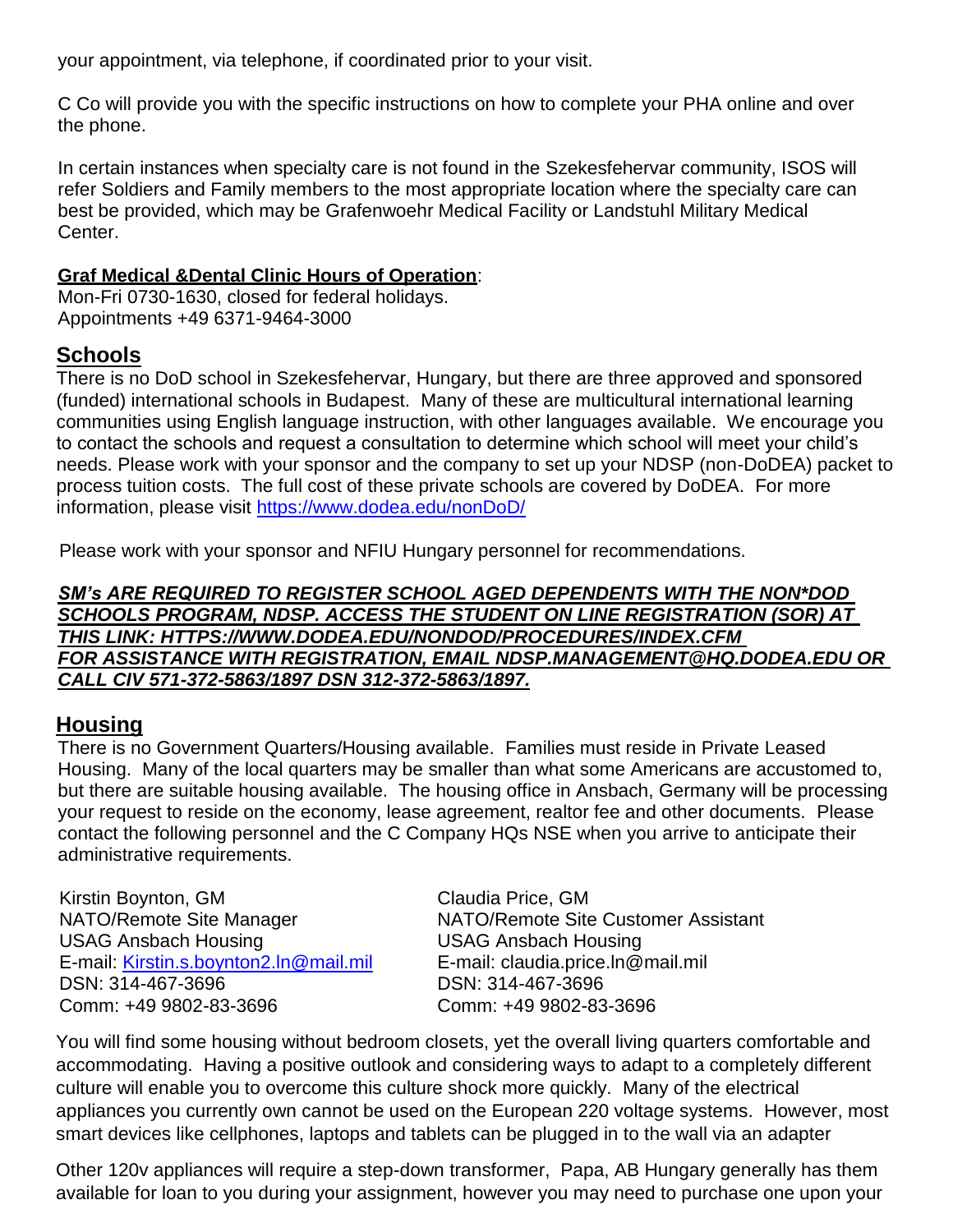your appointment, via telephone, if coordinated prior to your visit.

C Co will provide you with the specific instructions on how to complete your PHA online and over the phone.

In certain instances when specialty care is not found in the Szekesfehervar community, ISOS will refer Soldiers and Family members to the most appropriate location where the specialty care can best be provided, which may be Grafenwoehr Medical Facility or Landstuhl Military Medical Center.

**Graf Medical &Dental Clinic Hours of Operation**:
Mon-Fri 0730-1630, closed for federal holidays.
Appointments +49 6371-9464-3000

## Schools

There is no DoD school in Szekesfehervar, Hungary, but there are three approved and sponsored (funded) international schools in Budapest. Many of these are multicultural international learning communities using English language instruction, with other languages available. We encourage you to contact the schools and request a consultation to determine which school will meet your child's needs. Please work with your sponsor and the company to set up your NDSP (non-DoDEA) packet to process tuition costs. The full cost of these private schools are covered by DoDEA. For more information, please visit https://www.dodea.edu/nonDoD/

Please work with your sponsor and NFIU Hungary personnel for recommendations.

***SM's ARE REQUIRED TO REGISTER SCHOOL AGED DEPENDENTS WITH THE NON*DOD SCHOOLS PROGRAM, NDSP. ACCESS THE STUDENT ON LINE REGISTRATION (SOR) AT THIS LINK: HTTPS://WWW.DODEA.EDU/NONDOD/PROCEDURES/INDEX.CFM FOR ASSISTANCE WITH REGISTRATION, EMAIL NDSP.MANAGEMENT@HQ.DODEA.EDU OR CALL CIV 571-372-5863/1897 DSN 312-372-5863/1897.***

## Housing

There is no Government Quarters/Housing available. Families must reside in Private Leased Housing. Many of the local quarters may be smaller than what some Americans are accustomed to, but there are suitable housing available. The housing office in Ansbach, Germany will be processing your request to reside on the economy, lease agreement, realtor fee and other documents. Please contact the following personnel and the C Company HQs NSE when you arrive to anticipate their administrative requirements.

Kirstin Boynton, GM
NATO/Remote Site Manager
USAG Ansbach Housing
E-mail: Kirstin.s.boynton2.ln@mail.mil
DSN: 314-467-3696
Comm: +49 9802-83-3696

Claudia Price, GM
NATO/Remote Site Customer Assistant
USAG Ansbach Housing
E-mail: claudia.price.ln@mail.mil
DSN: 314-467-3696
Comm: +49 9802-83-3696

You will find some housing without bedroom closets, yet the overall living quarters comfortable and accommodating. Having a positive outlook and considering ways to adapt to a completely different culture will enable you to overcome this culture shock more quickly. Many of the electrical appliances you currently own cannot be used on the European 220 voltage systems. However, most smart devices like cellphones, laptops and tablets can be plugged in to the wall via an adapter

Other 120v appliances will require a step-down transformer, Papa, AB Hungary generally has them available for loan to you during your assignment, however you may need to purchase one upon your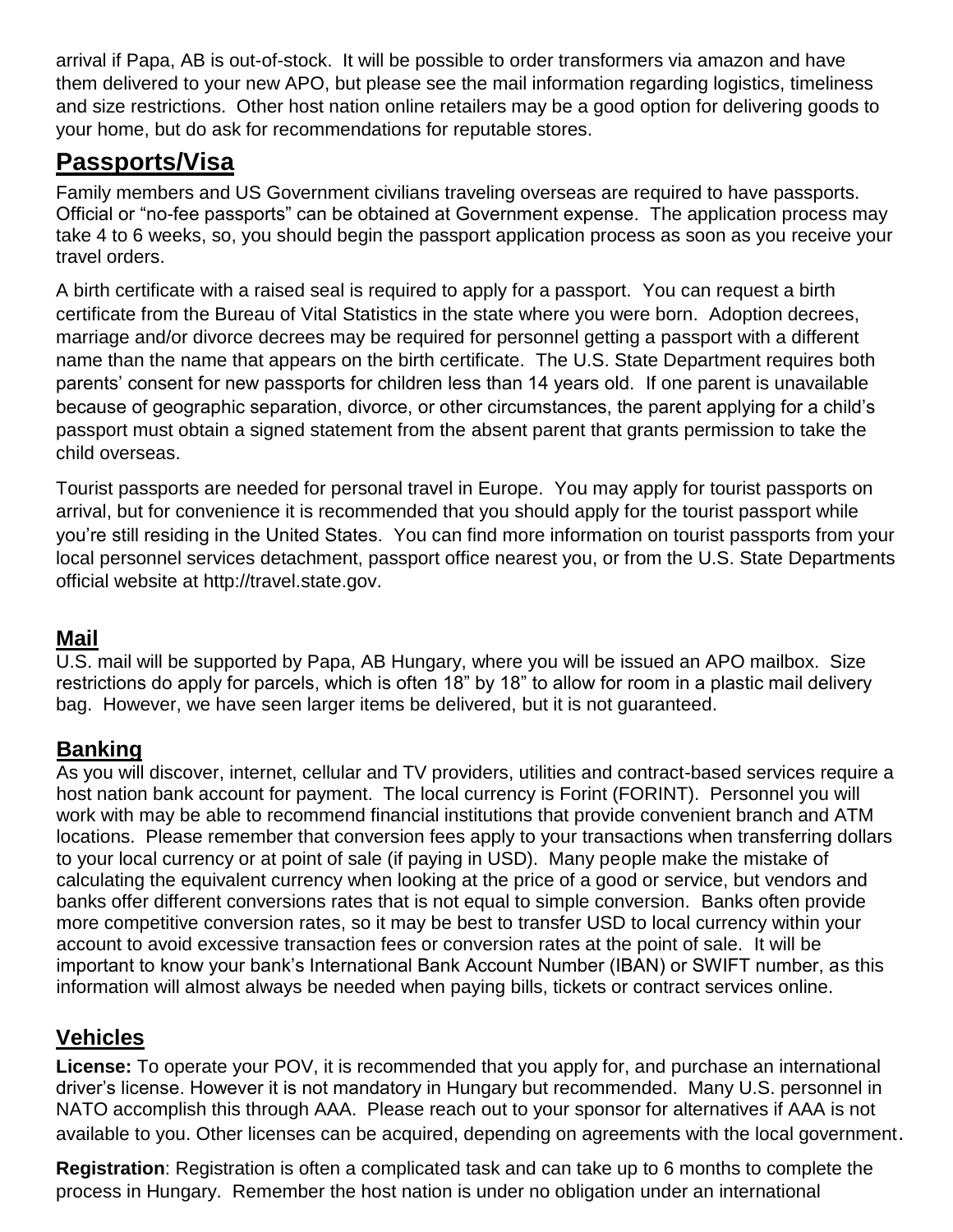arrival if Papa, AB is out-of-stock. It will be possible to order transformers via amazon and have them delivered to your new APO, but please see the mail information regarding logistics, timeliness and size restrictions. Other host nation online retailers may be a good option for delivering goods to your home, but do ask for recommendations for reputable stores.

## Passports/Visa

Family members and US Government civilians traveling overseas are required to have passports. Official or "no-fee passports" can be obtained at Government expense. The application process may take 4 to 6 weeks, so, you should begin the passport application process as soon as you receive your travel orders.

A birth certificate with a raised seal is required to apply for a passport. You can request a birth certificate from the Bureau of Vital Statistics in the state where you were born. Adoption decrees, marriage and/or divorce decrees may be required for personnel getting a passport with a different name than the name that appears on the birth certificate. The U.S. State Department requires both parents' consent for new passports for children less than 14 years old. If one parent is unavailable because of geographic separation, divorce, or other circumstances, the parent applying for a child's passport must obtain a signed statement from the absent parent that grants permission to take the child overseas.

Tourist passports are needed for personal travel in Europe. You may apply for tourist passports on arrival, but for convenience it is recommended that you should apply for the tourist passport while you're still residing in the United States. You can find more information on tourist passports from your local personnel services detachment, passport office nearest you, or from the U.S. State Departments official website at http://travel.state.gov.

### Mail

U.S. mail will be supported by Papa, AB Hungary, where you will be issued an APO mailbox. Size restrictions do apply for parcels, which is often 18" by 18" to allow for room in a plastic mail delivery bag. However, we have seen larger items be delivered, but it is not guaranteed.

### Banking

As you will discover, internet, cellular and TV providers, utilities and contract-based services require a host nation bank account for payment. The local currency is Forint (FORINT). Personnel you will work with may be able to recommend financial institutions that provide convenient branch and ATM locations. Please remember that conversion fees apply to your transactions when transferring dollars to your local currency or at point of sale (if paying in USD). Many people make the mistake of calculating the equivalent currency when looking at the price of a good or service, but vendors and banks offer different conversions rates that is not equal to simple conversion. Banks often provide more competitive conversion rates, so it may be best to transfer USD to local currency within your account to avoid excessive transaction fees or conversion rates at the point of sale. It will be important to know your bank's International Bank Account Number (IBAN) or SWIFT number, as this information will almost always be needed when paying bills, tickets or contract services online.

### Vehicles

**License:** To operate your POV, it is recommended that you apply for, and purchase an international driver's license. However it is not mandatory in Hungary but recommended. Many U.S. personnel in NATO accomplish this through AAA. Please reach out to your sponsor for alternatives if AAA is not available to you. Other licenses can be acquired, depending on agreements with the local government.

**Registration**: Registration is often a complicated task and can take up to 6 months to complete the process in Hungary. Remember the host nation is under no obligation under an international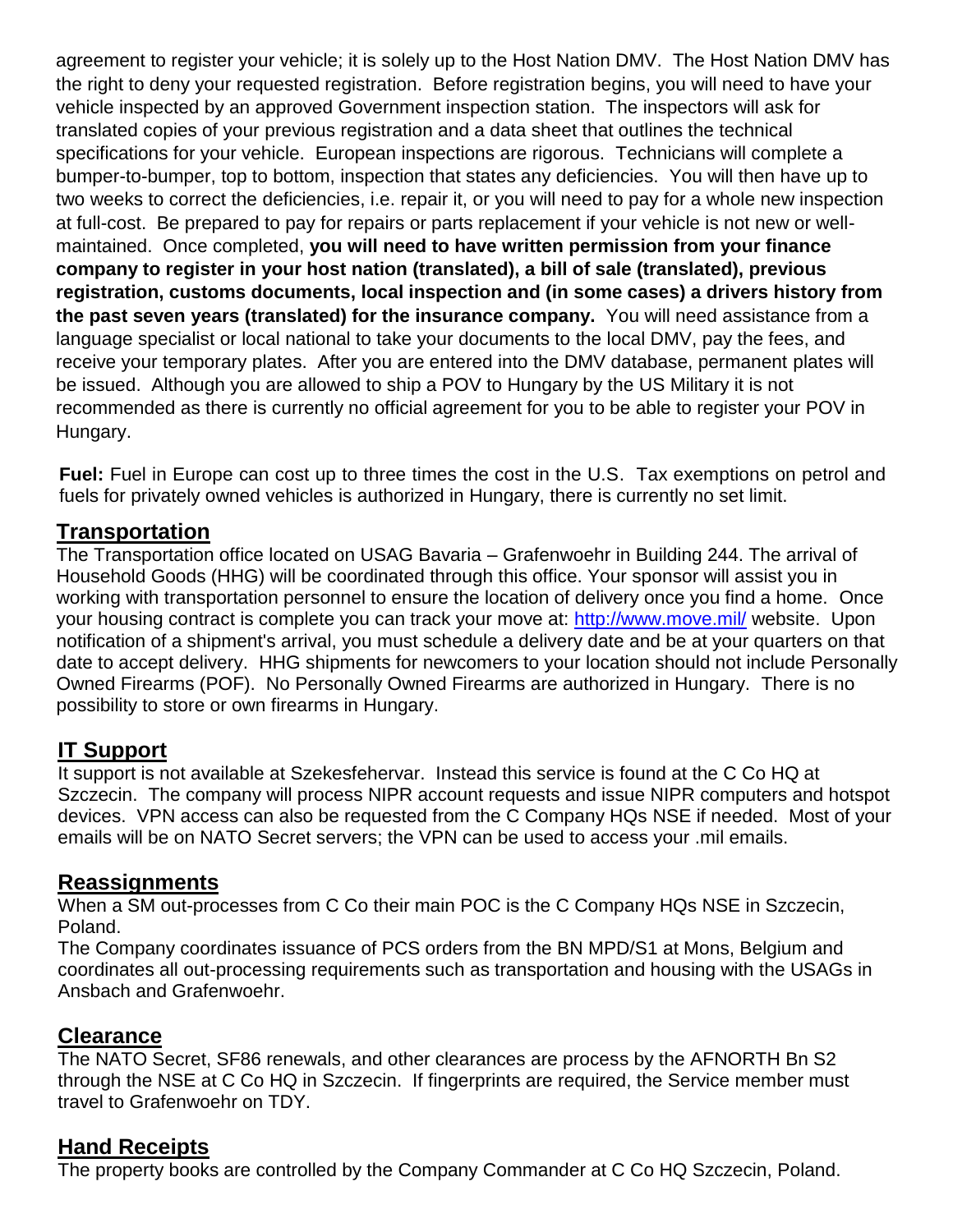agreement to register your vehicle; it is solely up to the Host Nation DMV. The Host Nation DMV has the right to deny your requested registration. Before registration begins, you will need to have your vehicle inspected by an approved Government inspection station. The inspectors will ask for translated copies of your previous registration and a data sheet that outlines the technical specifications for your vehicle. European inspections are rigorous. Technicians will complete a bumper-to-bumper, top to bottom, inspection that states any deficiencies. You will then have up to two weeks to correct the deficiencies, i.e. repair it, or you will need to pay for a whole new inspection at full-cost. Be prepared to pay for repairs or parts replacement if your vehicle is not new or well-maintained. Once completed, **you will need to have written permission from your finance company to register in your host nation (translated), a bill of sale (translated), previous registration, customs documents, local inspection and (in some cases) a drivers history from the past seven years (translated) for the insurance company.** You will need assistance from a language specialist or local national to take your documents to the local DMV, pay the fees, and receive your temporary plates. After you are entered into the DMV database, permanent plates will be issued. Although you are allowed to ship a POV to Hungary by the US Military it is not recommended as there is currently no official agreement for you to be able to register your POV in Hungary.

**Fuel:** Fuel in Europe can cost up to three times the cost in the U.S. Tax exemptions on petrol and fuels for privately owned vehicles is authorized in Hungary, there is currently no set limit.

## Transportation

The Transportation office located on USAG Bavaria – Grafenwoehr in Building 244. The arrival of Household Goods (HHG) will be coordinated through this office. Your sponsor will assist you in working with transportation personnel to ensure the location of delivery once you find a home. Once your housing contract is complete you can track your move at: http://www.move.mil/ website. Upon notification of a shipment's arrival, you must schedule a delivery date and be at your quarters on that date to accept delivery. HHG shipments for newcomers to your location should not include Personally Owned Firearms (POF). No Personally Owned Firearms are authorized in Hungary. There is no possibility to store or own firearms in Hungary.

## IT Support

It support is not available at Szekesfehervar. Instead this service is found at the C Co HQ at Szczecin. The company will process NIPR account requests and issue NIPR computers and hotspot devices. VPN access can also be requested from the C Company HQs NSE if needed. Most of your emails will be on NATO Secret servers; the VPN can be used to access your .mil emails.

## Reassignments

When a SM out-processes from C Co their main POC is the C Company HQs NSE in Szczecin, Poland.

The Company coordinates issuance of PCS orders from the BN MPD/S1 at Mons, Belgium and coordinates all out-processing requirements such as transportation and housing with the USAGs in Ansbach and Grafenwoehr.

## Clearance

The NATO Secret, SF86 renewals, and other clearances are process by the AFNORTH Bn S2 through the NSE at C Co HQ in Szczecin. If fingerprints are required, the Service member must travel to Grafenwoehr on TDY.

## Hand Receipts

The property books are controlled by the Company Commander at C Co HQ Szczecin, Poland.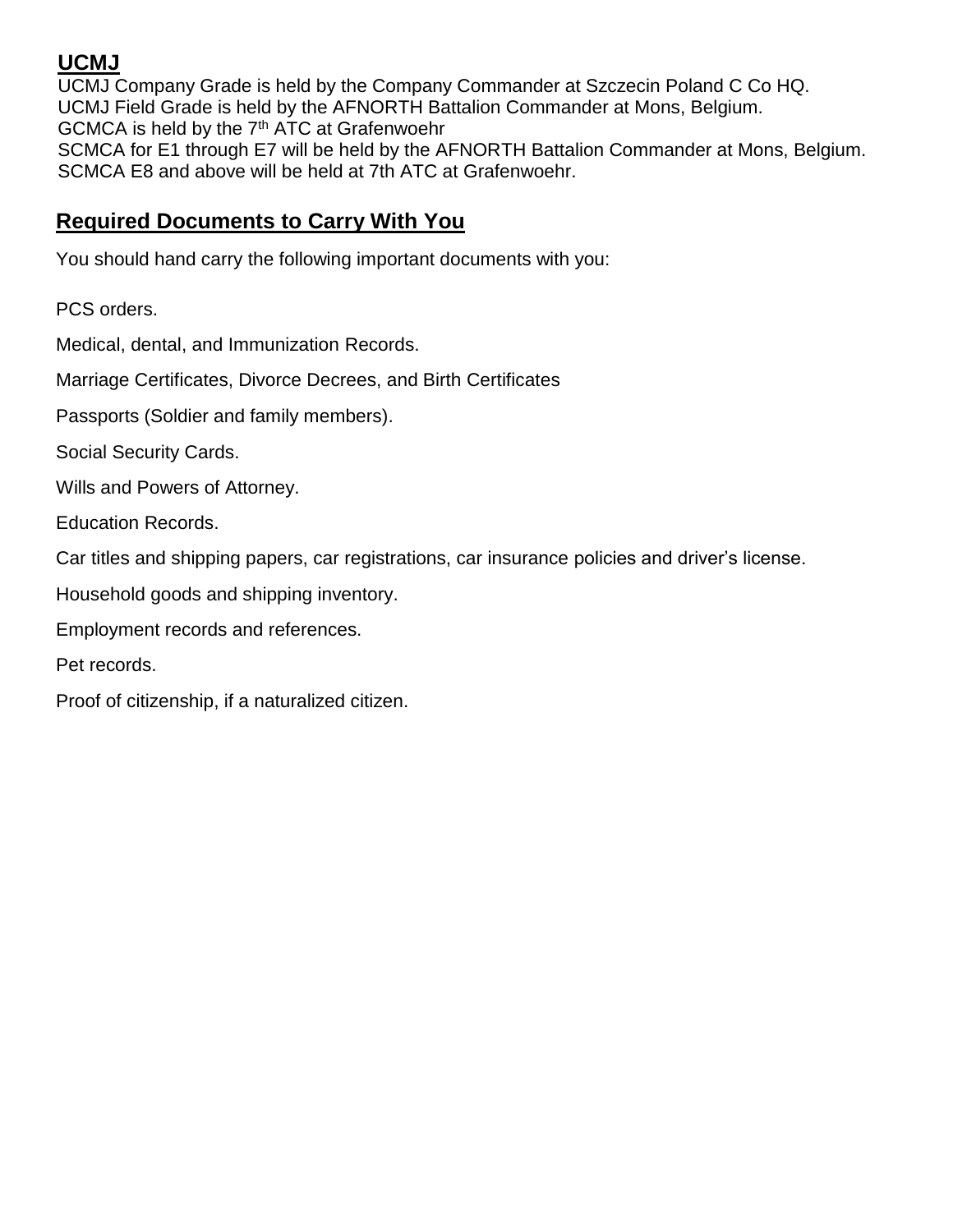## UCMJ

UCMJ Company Grade is held by the Company Commander at Szczecin Poland C Co HQ.
UCMJ Field Grade is held by the AFNORTH Battalion Commander at Mons, Belgium.
GCMCA is held by the 7th ATC at Grafenwoehr
SCMCA for E1 through E7 will be held by the AFNORTH Battalion Commander at Mons, Belgium.
SCMCA E8 and above will be held at 7th ATC at Grafenwoehr.

## Required Documents to Carry With You

You should hand carry the following important documents with you:

PCS orders.

Medical, dental, and Immunization Records.

Marriage Certificates, Divorce Decrees, and Birth Certificates

Passports (Soldier and family members).

Social Security Cards.

Wills and Powers of Attorney.

Education Records.

Car titles and shipping papers, car registrations, car insurance policies and driver's license.

Household goods and shipping inventory.

Employment records and references.

Pet records.

Proof of citizenship, if a naturalized citizen.